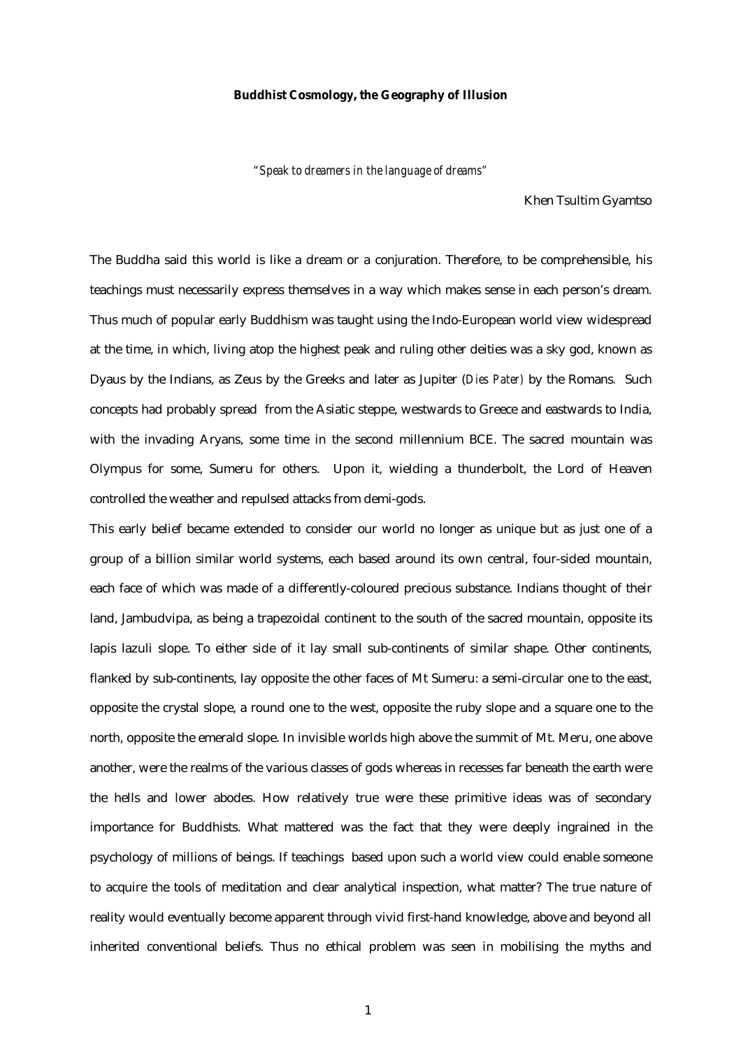# Buddhist Cosmology, the Geography of Illusion

*"Speak to dreamers in the language of dreams"*

Khen Tsultim Gyamtso

The Buddha said this world is like a dream or a conjuration. Therefore, to be comprehensible, his teachings must necessarily express themselves in a way which makes sense in each person's dream. Thus much of popular early Buddhism was taught using the Indo-European world view widespread at the time, in which, living atop the highest peak and ruling other deities was a sky god, known as Dyaus by the Indians, as Zeus by the Greeks and later as Jupiter (*Dies Pater*) by the Romans. Such concepts had probably spread from the Asiatic steppe, westwards to Greece and eastwards to India, with the invading Aryans, some time in the second millennium BCE. The sacred mountain was Olympus for some, Sumeru for others. Upon it, wielding a thunderbolt, the Lord of Heaven controlled the weather and repulsed attacks from demi-gods.

This early belief became extended to consider our world no longer as unique but as just one of a group of a billion similar world systems, each based around its own central, four-sided mountain, each face of which was made of a differently-coloured precious substance. Indians thought of their land, Jambudvipa, as being a trapezoidal continent to the south of the sacred mountain, opposite its lapis lazuli slope. To either side of it lay small sub-continents of similar shape. Other continents, flanked by sub-continents, lay opposite the other faces of Mt Sumeru: a semi-circular one to the east, opposite the crystal slope, a round one to the west, opposite the ruby slope and a square one to the north, opposite the emerald slope. In invisible worlds high above the summit of Mt. Meru, one above another, were the realms of the various classes of gods whereas in recesses far beneath the earth were the hells and lower abodes. How relatively true were these primitive ideas was of secondary importance for Buddhists. What mattered was the fact that they were deeply ingrained in the psychology of millions of beings. If teachings based upon such a world view could enable someone to acquire the tools of meditation and clear analytical inspection, what matter? The true nature of reality would eventually become apparent through vivid first-hand knowledge, above and beyond all inherited conventional beliefs. Thus no ethical problem was seen in mobilising the myths and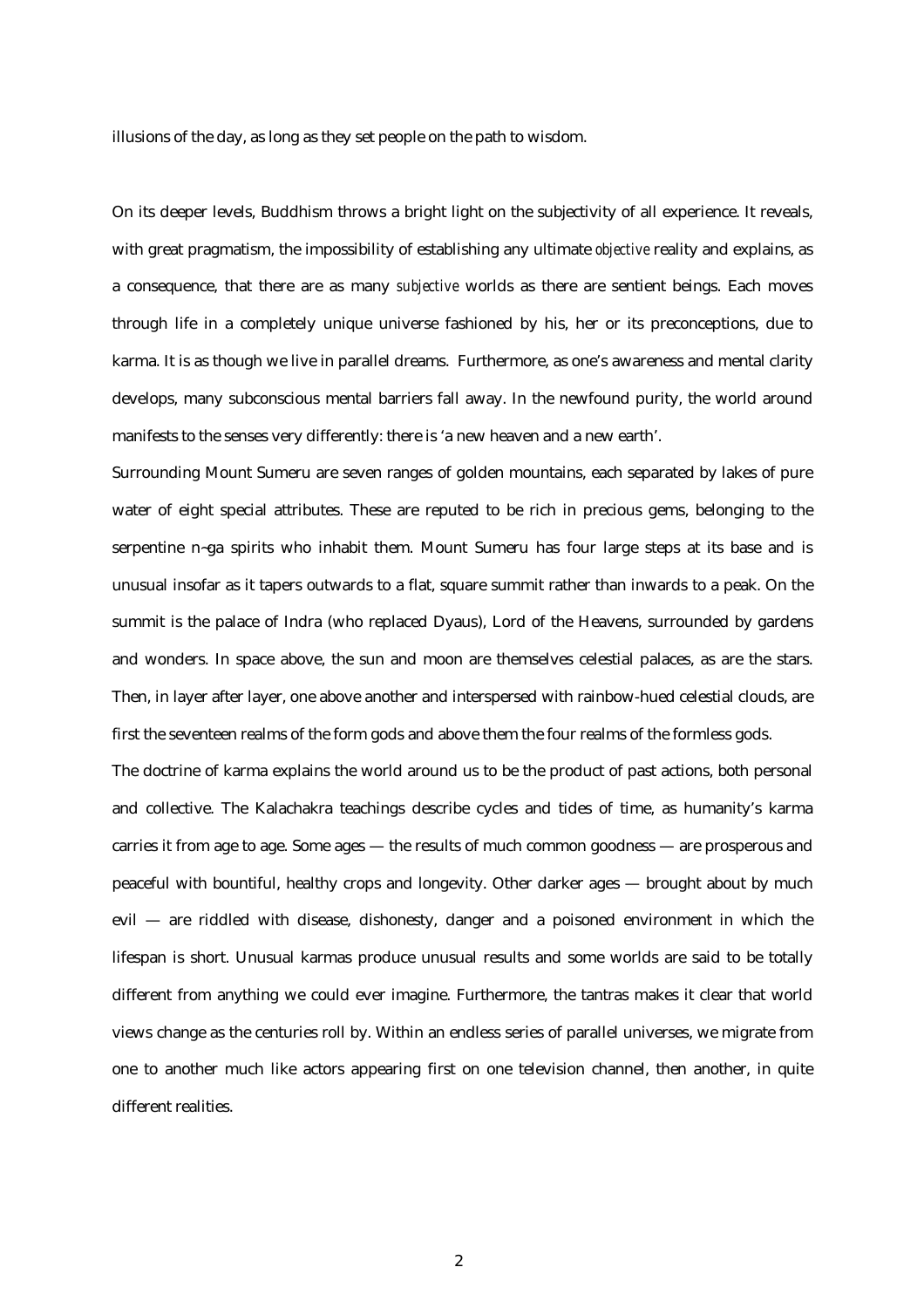illusions of the day, as long as they set people on the path to wisdom.

On its deeper levels, Buddhism throws a bright light on the subjectivity of all experience. It reveals, with great pragmatism, the impossibility of establishing any ultimate *objective* reality and explains, as a consequence, that there are as many *subjective* worlds as there are sentient beings. Each moves through life in a completely unique universe fashioned by his, her or its preconceptions, due to karma. It is as though we live in parallel dreams. Furthermore, as one's awareness and mental clarity develops, many subconscious mental barriers fall away. In the newfound purity, the world around manifests to the senses very differently: there is 'a new heaven and a new earth'.

Surrounding Mount Sumeru are seven ranges of golden mountains, each separated by lakes of pure water of eight special attributes. These are reputed to be rich in precious gems, belonging to the serpentine n~ga spirits who inhabit them. Mount Sumeru has four large steps at its base and is unusual insofar as it tapers outwards to a flat, square summit rather than inwards to a peak. On the summit is the palace of Indra (who replaced Dyaus), Lord of the Heavens, surrounded by gardens and wonders. In space above, the sun and moon are themselves celestial palaces, as are the stars. Then, in layer after layer, one above another and interspersed with rainbow-hued celestial clouds, are first the seventeen realms of the form gods and above them the four realms of the formless gods.

The doctrine of karma explains the world around us to be the product of past actions, both personal and collective. The Kalachakra teachings describe cycles and tides of time, as humanity's karma carries it from age to age. Some ages — the results of much common goodness — are prosperous and peaceful with bountiful, healthy crops and longevity. Other darker ages — brought about by much evil — are riddled with disease, dishonesty, danger and a poisoned environment in which the lifespan is short. Unusual karmas produce unusual results and some worlds are said to be totally different from anything we could ever imagine. Furthermore, the tantras makes it clear that world views change as the centuries roll by. Within an endless series of parallel universes, we migrate from one to another much like actors appearing first on one television channel, then another, in quite different realities.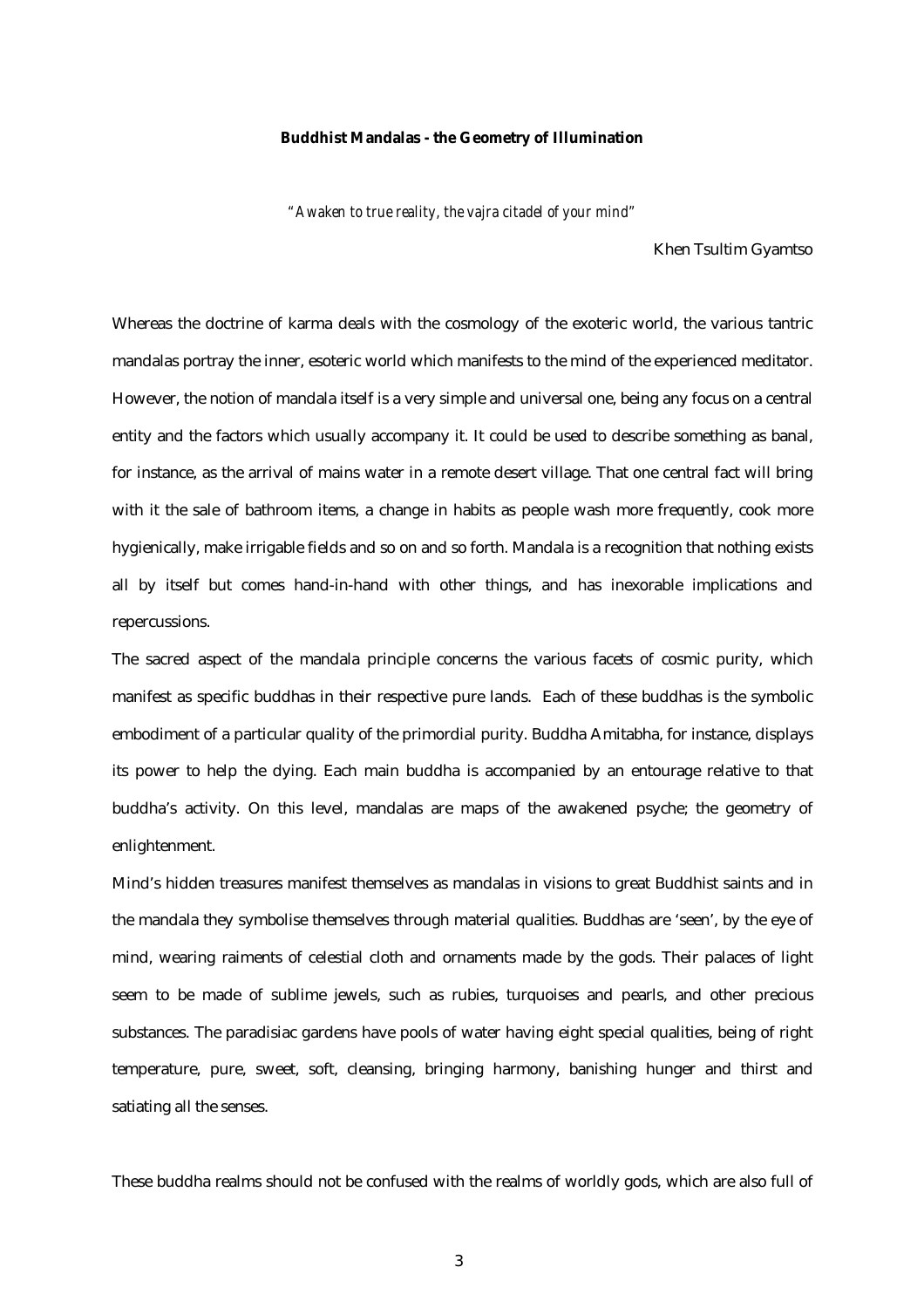**Buddhist Mandalas - the Geometry of Illumination**

*"Awaken to true reality, the vajra citadel of your mind"*

Khen Tsultim Gyamtso

Whereas the doctrine of karma deals with the cosmology of the exoteric world, the various tantric mandalas portray the inner, esoteric world which manifests to the mind of the experienced meditator. However, the notion of mandala itself is a very simple and universal one, being any focus on a central entity and the factors which usually accompany it. It could be used to describe something as banal, for instance, as the arrival of mains water in a remote desert village. That one central fact will bring with it the sale of bathroom items, a change in habits as people wash more frequently, cook more hygienically, make irrigable fields and so on and so forth. Mandala is a recognition that nothing exists all by itself but comes hand-in-hand with other things, and has inexorable implications and repercussions.

The sacred aspect of the mandala principle concerns the various facets of cosmic purity, which manifest as specific buddhas in their respective pure lands. Each of these buddhas is the symbolic embodiment of a particular quality of the primordial purity. Buddha Amitabha, for instance, displays its power to help the dying. Each main buddha is accompanied by an entourage relative to that buddha's activity. On this level, mandalas are maps of the awakened psyche; the geometry of enlightenment.

Mind's hidden treasures manifest themselves as mandalas in visions to great Buddhist saints and in the mandala they symbolise themselves through material qualities. Buddhas are 'seen', by the eye of mind, wearing raiments of celestial cloth and ornaments made by the gods. Their palaces of light seem to be made of sublime jewels, such as rubies, turquoises and pearls, and other precious substances. The paradisiac gardens have pools of water having eight special qualities, being of right temperature, pure, sweet, soft, cleansing, bringing harmony, banishing hunger and thirst and satiating all the senses.

These buddha realms should not be confused with the realms of worldly gods, which are also full of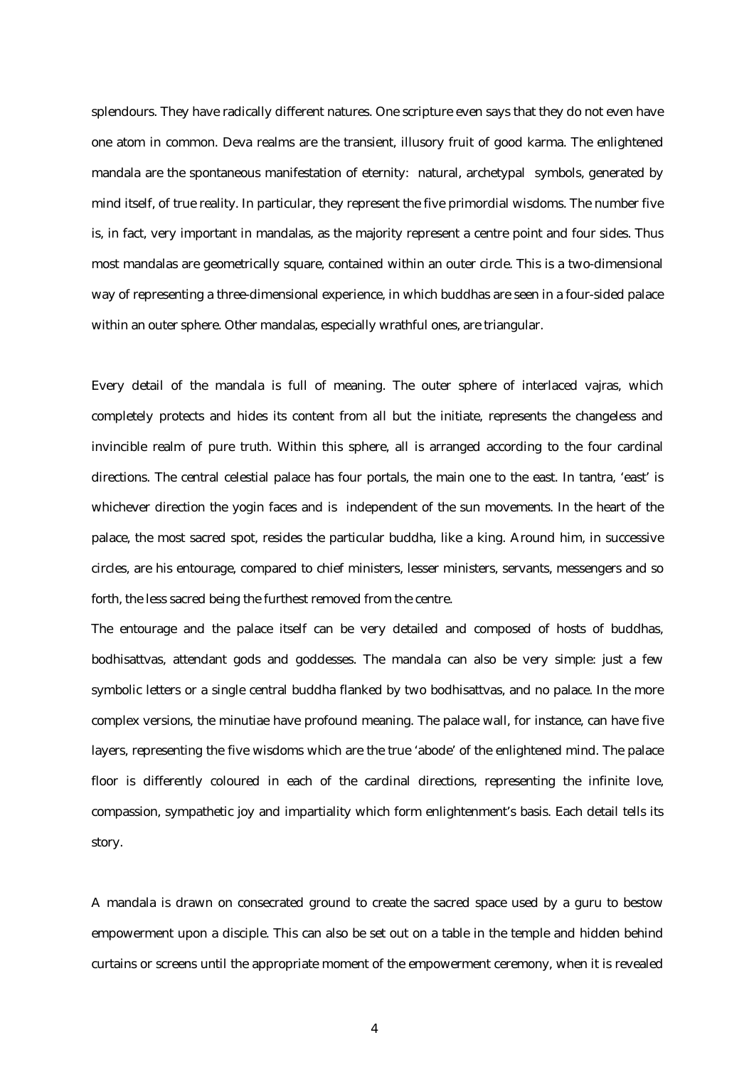splendours. They have radically different natures. One scripture even says that they do not even have one atom in common. Deva realms are the transient, illusory fruit of good karma. The enlightened mandala are the spontaneous manifestation of eternity: natural, archetypal symbols, generated by mind itself, of true reality. In particular, they represent the five primordial wisdoms. The number five is, in fact, very important in mandalas, as the majority represent a centre point and four sides. Thus most mandalas are geometrically square, contained within an outer circle. This is a two-dimensional way of representing a three-dimensional experience, in which buddhas are seen in a four-sided palace within an outer sphere. Other mandalas, especially wrathful ones, are triangular.

Every detail of the mandala is full of meaning. The outer sphere of interlaced vajras, which completely protects and hides its content from all but the initiate, represents the changeless and invincible realm of pure truth. Within this sphere, all is arranged according to the four cardinal directions. The central celestial palace has four portals, the main one to the east. In tantra, 'east' is whichever direction the yogin faces and is independent of the sun movements. In the heart of the palace, the most sacred spot, resides the particular buddha, like a king. Around him, in successive circles, are his entourage, compared to chief ministers, lesser ministers, servants, messengers and so forth, the less sacred being the furthest removed from the centre.

The entourage and the palace itself can be very detailed and composed of hosts of buddhas, bodhisattvas, attendant gods and goddesses. The mandala can also be very simple: just a few symbolic letters or a single central buddha flanked by two bodhisattvas, and no palace. In the more complex versions, the minutiae have profound meaning. The palace wall, for instance, can have five layers, representing the five wisdoms which are the true 'abode' of the enlightened mind. The palace floor is differently coloured in each of the cardinal directions, representing the infinite love, compassion, sympathetic joy and impartiality which form enlightenment's basis. Each detail tells its story.

A mandala is drawn on consecrated ground to create the sacred space used by a guru to bestow empowerment upon a disciple. This can also be set out on a table in the temple and hidden behind curtains or screens until the appropriate moment of the empowerment ceremony, when it is revealed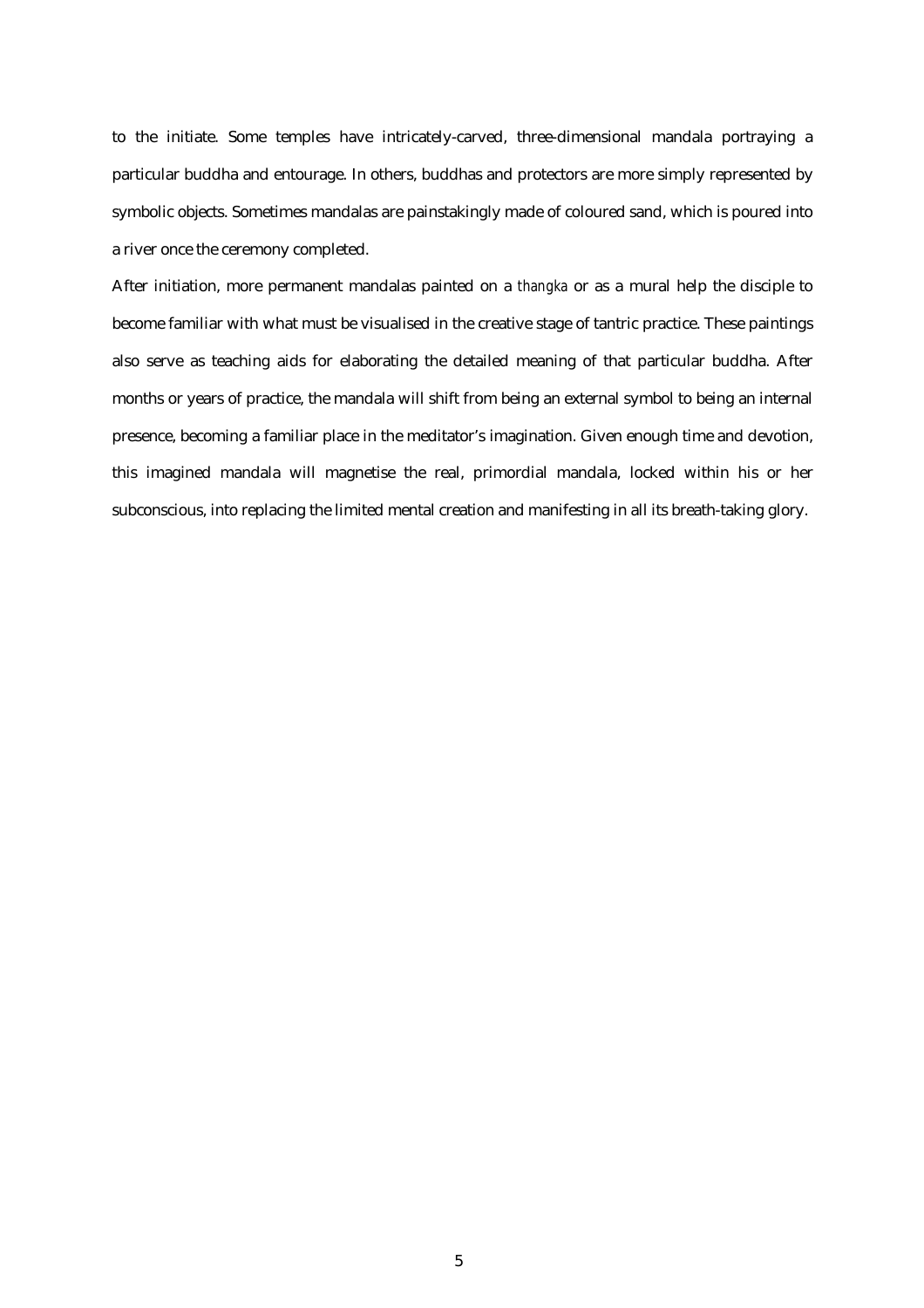to the initiate. Some temples have intricately-carved, three-dimensional mandala portraying a particular buddha and entourage. In others, buddhas and protectors are more simply represented by symbolic objects. Sometimes mandalas are painstakingly made of coloured sand, which is poured into a river once the ceremony completed.

After initiation, more permanent mandalas painted on a *thangka* or as a mural help the disciple to become familiar with what must be visualised in the creative stage of tantric practice. These paintings also serve as teaching aids for elaborating the detailed meaning of that particular buddha. After months or years of practice, the mandala will shift from being an external symbol to being an internal presence, becoming a familiar place in the meditator's imagination. Given enough time and devotion, this imagined mandala will magnetise the real, primordial mandala, locked within his or her subconscious, into replacing the limited mental creation and manifesting in all its breath-taking glory.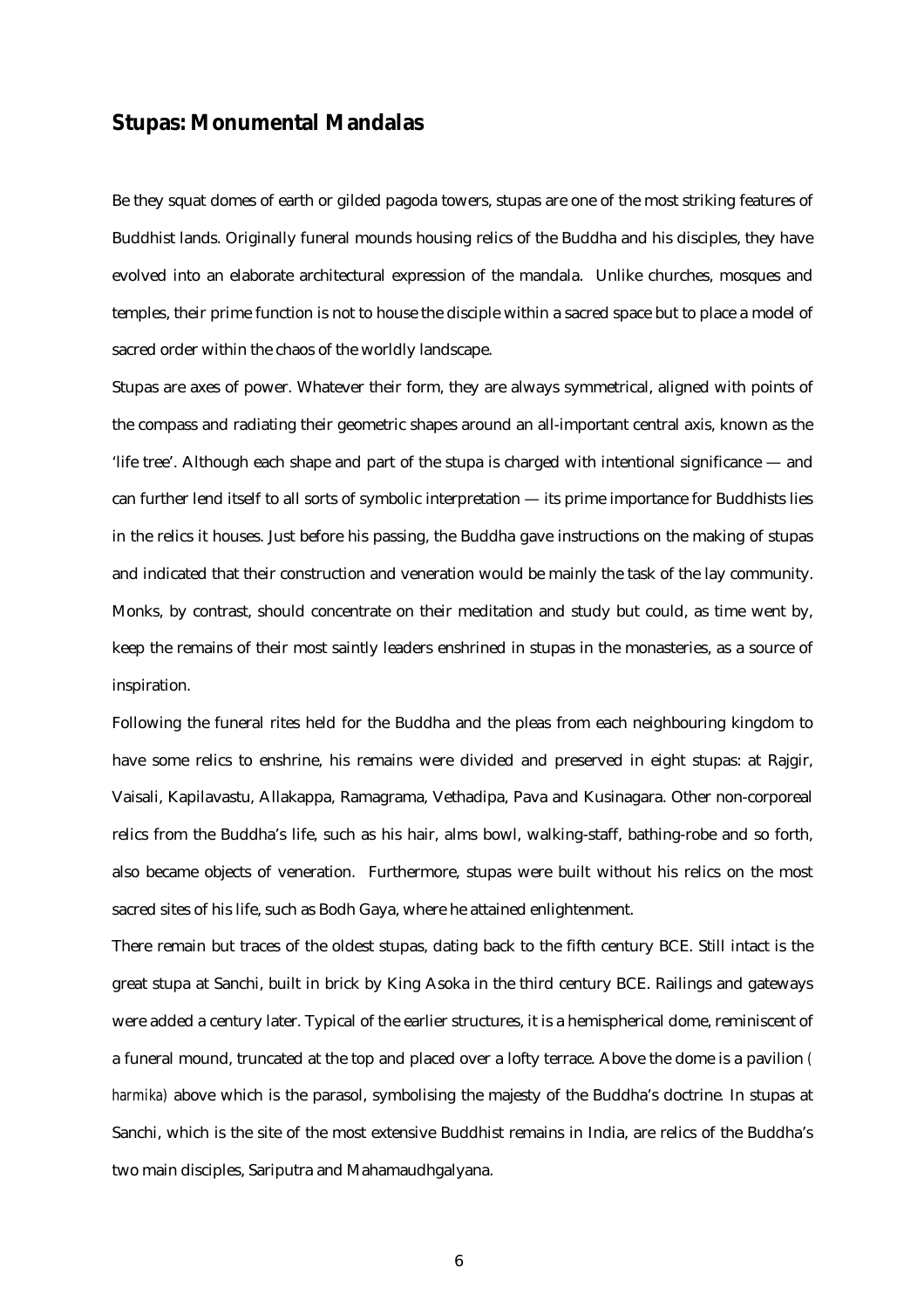## Stupas: Monumental Mandalas

Be they squat domes of earth or gilded pagoda towers, stupas are one of the most striking features of Buddhist lands. Originally funeral mounds housing relics of the Buddha and his disciples, they have evolved into an elaborate architectural expression of the mandala. Unlike churches, mosques and temples, their prime function is not to house the disciple within a sacred space but to place a model of sacred order within the chaos of the worldly landscape.

Stupas are axes of power. Whatever their form, they are always symmetrical, aligned with points of the compass and radiating their geometric shapes around an all-important central axis, known as the 'life tree'. Although each shape and part of the stupa is charged with intentional significance — and can further lend itself to all sorts of symbolic interpretation — its prime importance for Buddhists lies in the relics it houses. Just before his passing, the Buddha gave instructions on the making of stupas and indicated that their construction and veneration would be mainly the task of the lay community. Monks, by contrast, should concentrate on their meditation and study but could, as time went by, keep the remains of their most saintly leaders enshrined in stupas in the monasteries, as a source of inspiration.

Following the funeral rites held for the Buddha and the pleas from each neighbouring kingdom to have some relics to enshrine, his remains were divided and preserved in eight stupas: at Rajgir, Vaisali, Kapilavastu, Allakappa, Ramagrama, Vethadipa, Pava and Kusinagara. Other non-corporeal relics from the Buddha's life, such as his hair, alms bowl, walking-staff, bathing-robe and so forth, also became objects of veneration. Furthermore, stupas were built without his relics on the most sacred sites of his life, such as Bodh Gaya, where he attained enlightenment.

There remain but traces of the oldest stupas, dating back to the fifth century BCE. Still intact is the great stupa at Sanchi, built in brick by King Asoka in the third century BCE. Railings and gateways were added a century later. Typical of the earlier structures, it is a hemispherical dome, reminiscent of a funeral mound, truncated at the top and placed over a lofty terrace. Above the dome is a pavilion (*harmika*) above which is the parasol, symbolising the majesty of the Buddha's doctrine. In stupas at Sanchi, which is the site of the most extensive Buddhist remains in India, are relics of the Buddha's two main disciples, Sariputra and Mahamaudhgalyana.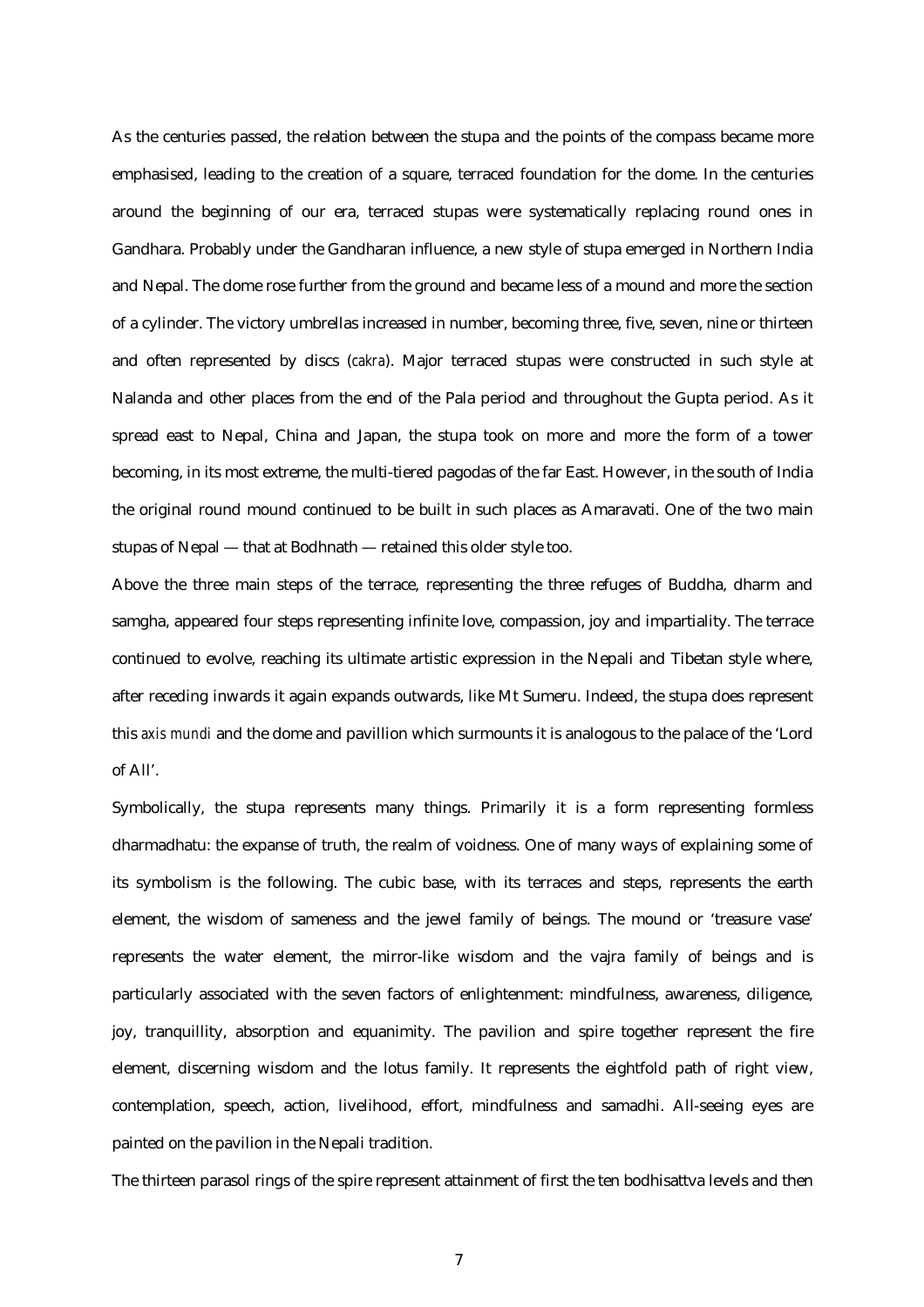As the centuries passed, the relation between the stupa and the points of the compass became more emphasised, leading to the creation of a square, terraced foundation for the dome. In the centuries around the beginning of our era, terraced stupas were systematically replacing round ones in Gandhara. Probably under the Gandharan influence, a new style of stupa emerged in Northern India and Nepal. The dome rose further from the ground and became less of a mound and more the section of a cylinder. The victory umbrellas increased in number, becoming three, five, seven, nine or thirteen and often represented by discs (*cakra*). Major terraced stupas were constructed in such style at Nalanda and other places from the end of the Pala period and throughout the Gupta period. As it spread east to Nepal, China and Japan, the stupa took on more and more the form of a tower becoming, in its most extreme, the multi-tiered pagodas of the far East. However, in the south of India the original round mound continued to be built in such places as Amaravati. One of the two main stupas of Nepal — that at Bodhnath — retained this older style too.

Above the three main steps of the terrace, representing the three refuges of Buddha, dharm and samgha, appeared four steps representing infinite love, compassion, joy and impartiality. The terrace continued to evolve, reaching its ultimate artistic expression in the Nepali and Tibetan style where, after receding inwards it again expands outwards, like Mt Sumeru. Indeed, the stupa does represent this *axis mundi* and the dome and pavillion which surmounts it is analogous to the palace of the 'Lord of All'.

Symbolically, the stupa represents many things. Primarily it is a form representing formless dharmadhatu: the expanse of truth, the realm of voidness. One of many ways of explaining some of its symbolism is the following. The cubic base, with its terraces and steps, represents the earth element, the wisdom of sameness and the jewel family of beings. The mound or 'treasure vase' represents the water element, the mirror-like wisdom and the vajra family of beings and is particularly associated with the seven factors of enlightenment: mindfulness, awareness, diligence, joy, tranquillity, absorption and equanimity. The pavilion and spire together represent the fire element, discerning wisdom and the lotus family. It represents the eightfold path of right view, contemplation, speech, action, livelihood, effort, mindfulness and samadhi. All-seeing eyes are painted on the pavilion in the Nepali tradition.

The thirteen parasol rings of the spire represent attainment of first the ten bodhisattva levels and then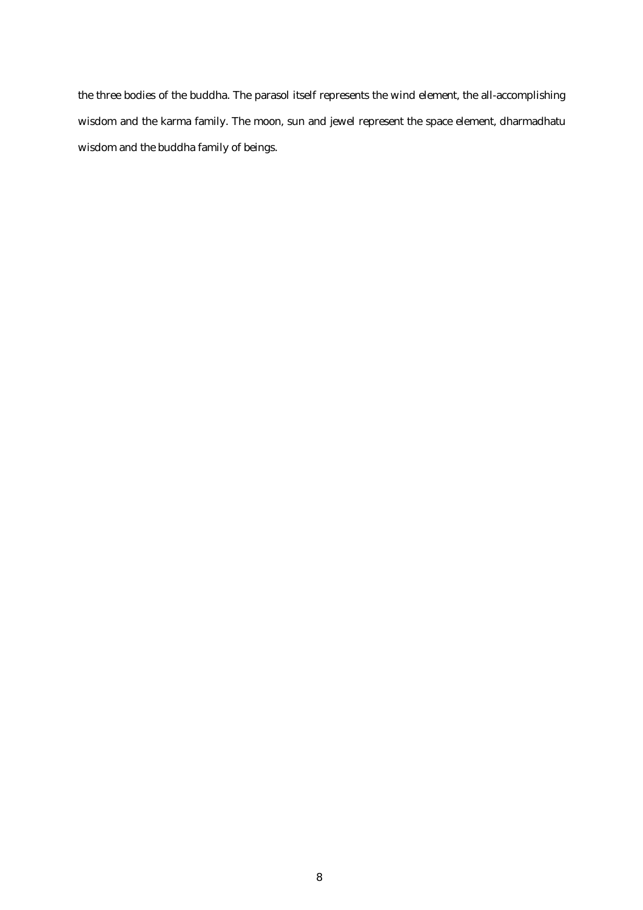the three bodies of the buddha. The parasol itself represents the wind element, the all-accomplishing wisdom and the karma family. The moon, sun and jewel represent the space element, dharmadhatu wisdom and the buddha family of beings.